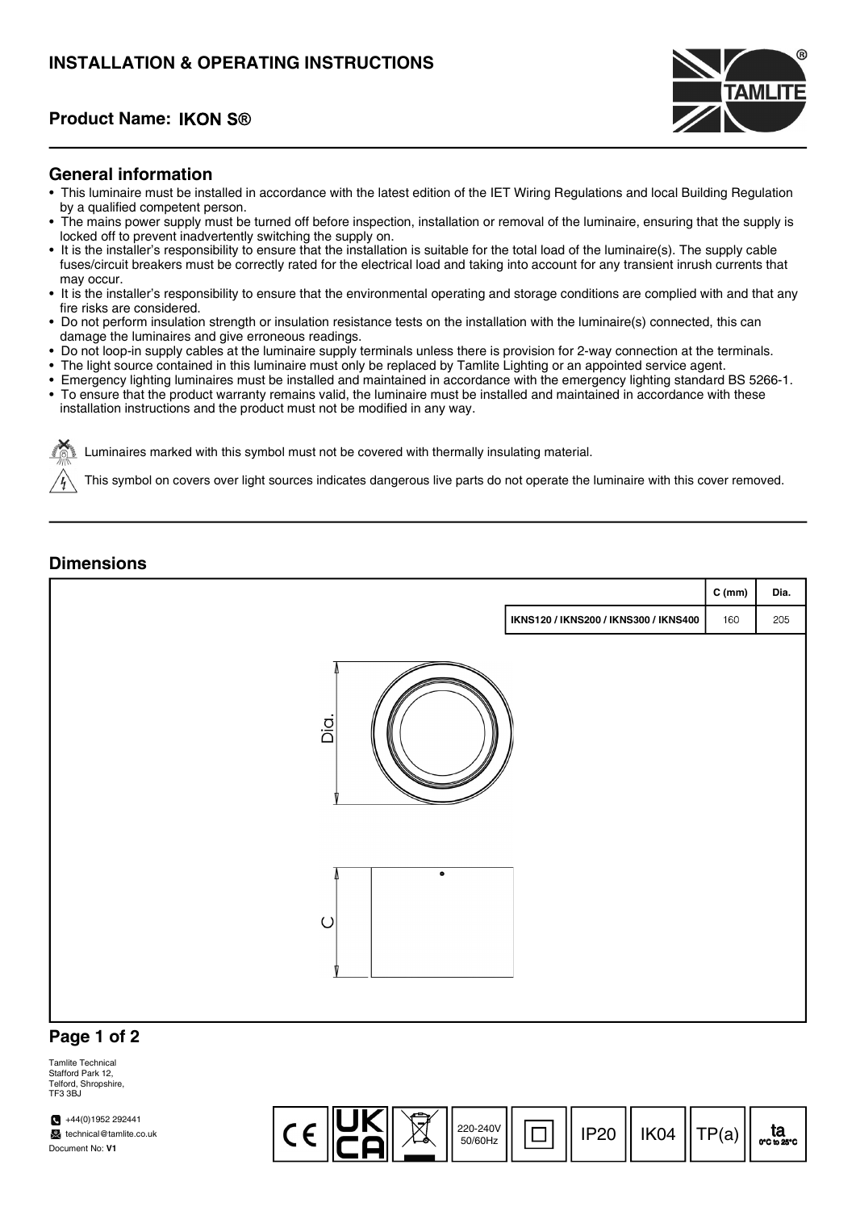# INSTALLATION & OPERATING INSTRUCTIONS

## Product Name: IKON S®

## General information

- This luminaire must be installed in accordance with the latest edition of the IET Wiring Regulations and local Building Regulation by a qualified competent person.
- The mains power supply must be turned off before inspection, installation or removal of the luminaire, ensuring that the supply is locked off to prevent inadvertently switching the supply on.
- It is the installer's responsibility to ensure that the installation is suitable for the total load of the luminaire(s). The supply cable fuses/circuit breakers must be correctly rated for the electrical load and taking into account for any transient inrush currents that may occur.
- It is the installer's responsibility to ensure that the environmental operating and storage conditions are complied with and that any fire risks are considered.
- Do not perform insulation strength or insulation resistance tests on the installation with the luminaire(s) connected, this can damage the luminaires and give erroneous readings.
- Do not loop-in supply cables at the luminaire supply terminals unless there is provision for 2-way connection at the terminals.
- The light source contained in this luminaire must only be replaced by Tamlite Lighting or an appointed service agent.
- Emergency lighting luminaires must be installed and maintained in accordance with the emergency lighting standard BS 5266-1.
- To ensure that the product warranty remains valid, the luminaire must be installed and maintained in accordance with these installation instructions and the product must not be modified in any way.

Luminaires marked with this symbol must not be covered with thermally insulating material.

This symbol on covers over light sources indicates dangerous live parts do not operate the luminaire with this cover removed.

## Dimensions

| | C (mm) | Dia. |
|---|---|---|
| IKNS120 / IKNS200 / IKNS300 / IKNS400 | 160 | 205 |

Dia.

C

Tamlite Technical
Stafford Park 12,
Telford, Shropshire,
TF3 3BJ

+44(0)1952 292441
technical@tamlite.co.uk
Document No: **V1**

220-240V 50/60Hz | IP20 | IK04 | TP(a) | ta 0°C to 25°C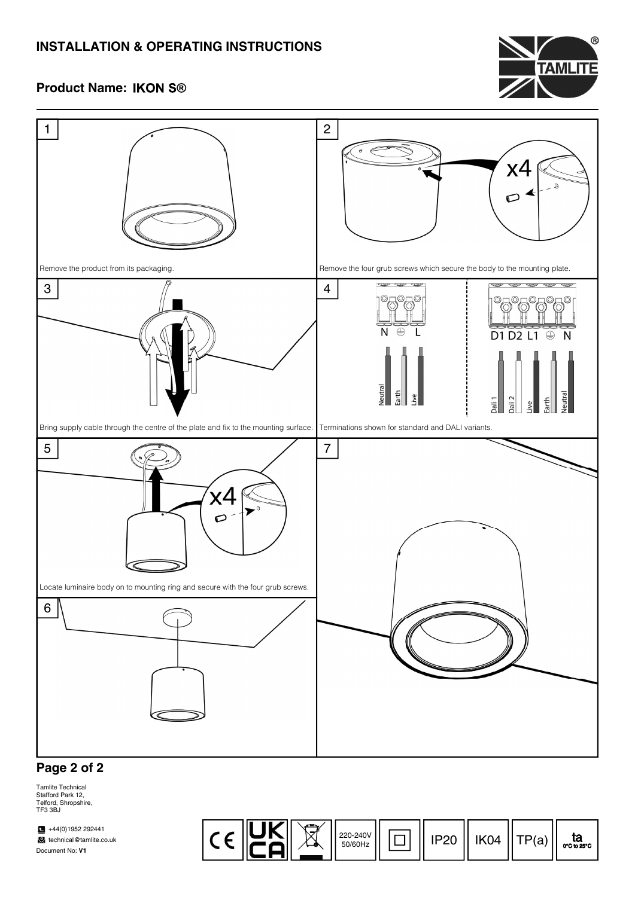# INSTALLATION & OPERATING INSTRUCTIONS

## Product Name: IKON S®

1

Remove the product from its packaging.

2

x4

Remove the four grub screws which secure the body to the mounting plate.

3

Bring supply cable through the centre of the plate and fix to the mounting surface.

4

N ⏚ L

Neutral Earth Live

D1 D2 L1 ⏚ N

Dali 1 Dali 2 Live Earth Neutral

Terminations shown for standard and DALI variants.

5

x4

Locate luminaire body on to mounting ring and secure with the four grub screws.

6

7

Tamlite Technical
Stafford Park 12,
Telford, Shropshire,
TF3 3BJ

+44(0)1952 292441
technical@tamlite.co.uk
Document No: **V1**

220-240V 50/60Hz | IP20 | IK04 | TP(a) | ta 0°C to 25°C